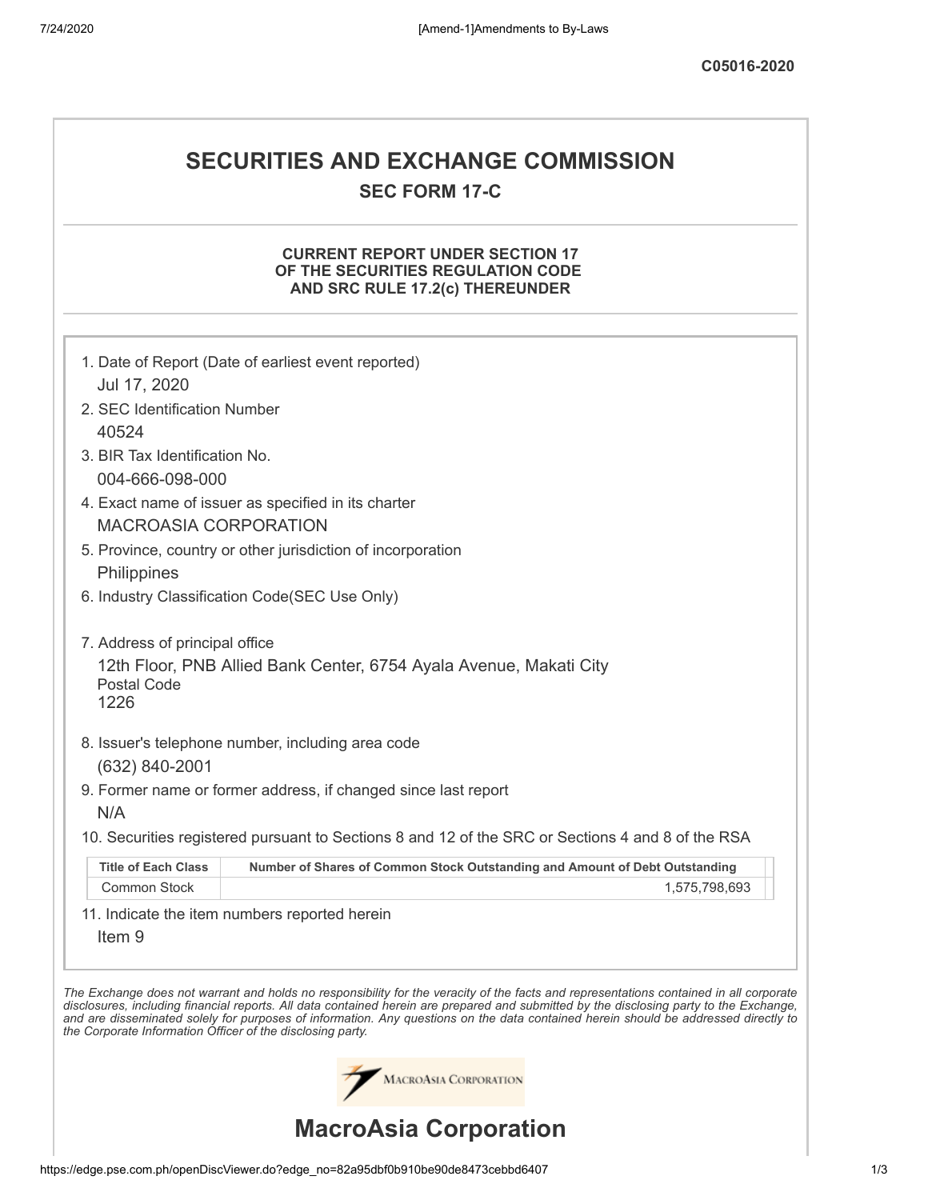C05016-2020

# SECURITIES AND EXCHANGE COMMISSION

## SEC FORM 17-C

### CURRENT REPORT UNDER SECTION 17 OF THE SECURITIES REGULATION CODE AND SRC RULE 17.2(c) THEREUNDER

1. Date of Report (Date of earliest event reported)
   Jul 17, 2020
2. SEC Identification Number
   40524
3. BIR Tax Identification No.
   004-666-098-000
4. Exact name of issuer as specified in its charter
   MACROASIA CORPORATION
5. Province, country or other jurisdiction of incorporation
   Philippines
6. Industry Classification Code(SEC Use Only)

7. Address of principal office
   12th Floor, PNB Allied Bank Center, 6754 Ayala Avenue, Makati City
   Postal Code
   1226
8. Issuer's telephone number, including area code
   (632) 840-2001
9. Former name or former address, if changed since last report
   N/A
10. Securities registered pursuant to Sections 8 and 12 of the SRC or Sections 4 and 8 of the RSA

| Title of Each Class | Number of Shares of Common Stock Outstanding and Amount of Debt Outstanding |
|---|---|
| Common Stock | 1,575,798,693 |

11. Indicate the item numbers reported herein
    Item 9

*The Exchange does not warrant and holds no responsibility for the veracity of the facts and representations contained in all corporate disclosures, including financial reports. All data contained herein are prepared and submitted by the disclosing party to the Exchange, and are disseminated solely for purposes of information. Any questions on the data contained herein should be addressed directly to the Corporate Information Officer of the disclosing party.*

MacroAsia Corporation

# MacroAsia Corporation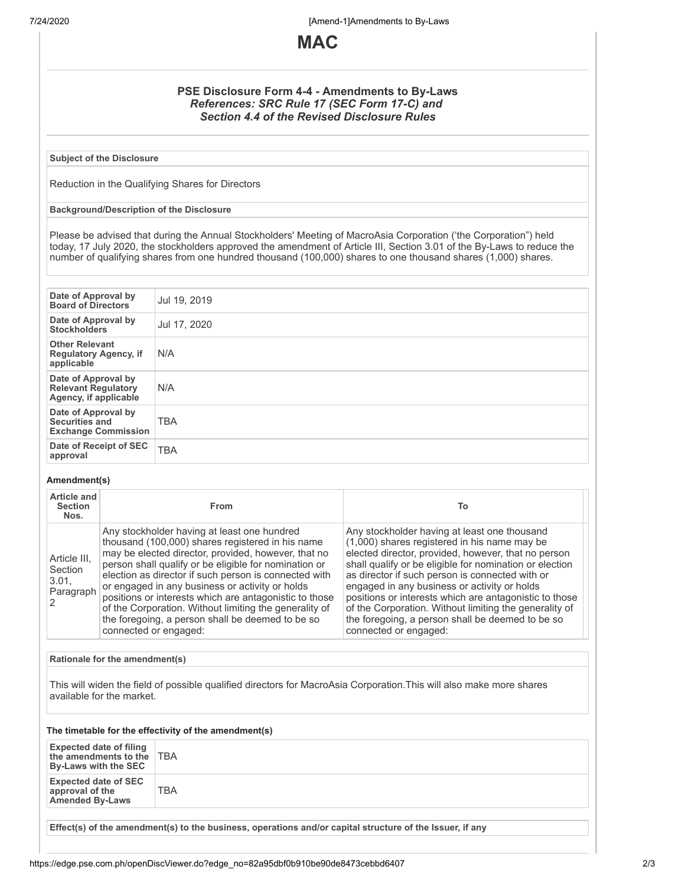# MAC

## PSE Disclosure Form 4-4 - Amendments to By-Laws

***References: SRC Rule 17 (SEC Form 17-C) and Section 4.4 of the Revised Disclosure Rules***

**Subject of the Disclosure**

Reduction in the Qualifying Shares for Directors

**Background/Description of the Disclosure**

Please be advised that during the Annual Stockholders' Meeting of MacroAsia Corporation ('the Corporation") held today, 17 July 2020, the stockholders approved the amendment of Article III, Section 3.01 of the By-Laws to reduce the number of qualifying shares from one hundred thousand (100,000) shares to one thousand shares (1,000) shares.

| | |
|---|---|
| **Date of Approval by Board of Directors** | Jul 19, 2019 |
| **Date of Approval by Stockholders** | Jul 17, 2020 |
| **Other Relevant Regulatory Agency, if applicable** | N/A |
| **Date of Approval by Relevant Regulatory Agency, if applicable** | N/A |
| **Date of Approval by Securities and Exchange Commission** | TBA |
| **Date of Receipt of SEC approval** | TBA |

**Amendment(s)**

| Article and Section Nos. | From | To |
|---|---|---|
| Article III, Section 3.01, Paragraph 2 | Any stockholder having at least one hundred thousand (100,000) shares registered in his name may be elected director, provided, however, that no person shall qualify or be eligible for nomination or election as director if such person is connected with or engaged in any business or activity or holds positions or interests which are antagonistic to those of the Corporation. Without limiting the generality of the foregoing, a person shall be deemed to be so connected or engaged: | Any stockholder having at least one thousand (1,000) shares registered in his name may be elected director, provided, however, that no person shall qualify or be eligible for nomination or election as director if such person is connected with or engaged in any business or activity or holds positions or interests which are antagonistic to those of the Corporation. Without limiting the generality of the foregoing, a person shall be deemed to be so connected or engaged: |

**Rationale for the amendment(s)**

This will widen the field of possible qualified directors for MacroAsia Corporation.This will also make more shares available for the market.

**The timetable for the effectivity of the amendment(s)**

| | |
|---|---|
| **Expected date of filing the amendments to the By-Laws with the SEC** | TBA |
| **Expected date of SEC approval of the Amended By-Laws** | TBA |

**Effect(s) of the amendment(s) to the business, operations and/or capital structure of the Issuer, if any**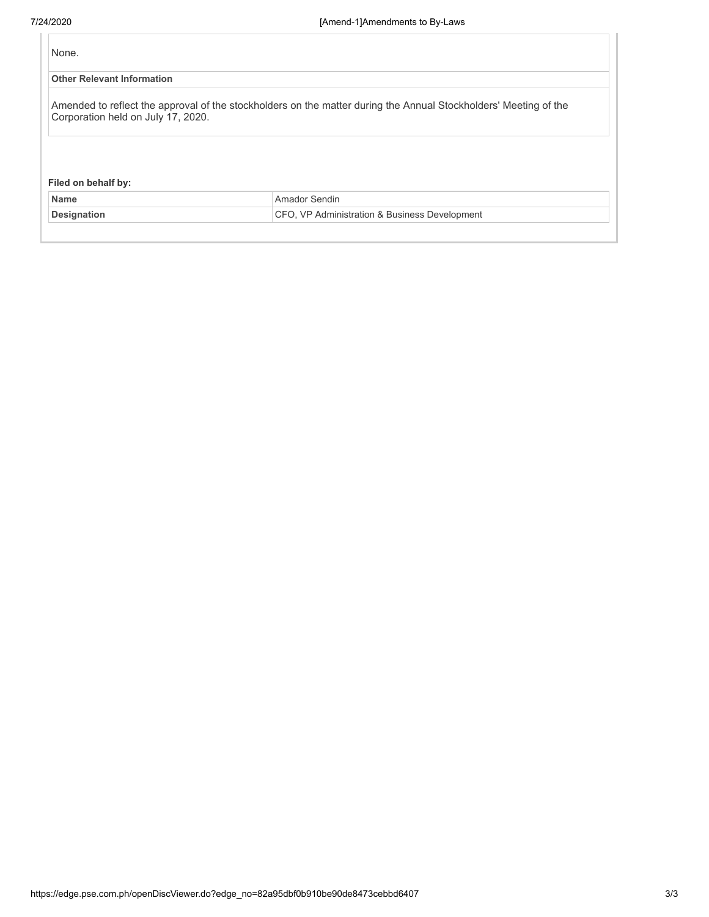None.

**Other Relevant Information**

Amended to reflect the approval of the stockholders on the matter during the Annual Stockholders' Meeting of the Corporation held on July 17, 2020.

**Filed on behalf by:**

| | |
|---|---|
| **Name** | Amador Sendin |
| **Designation** | CFO, VP Administration & Business Development |